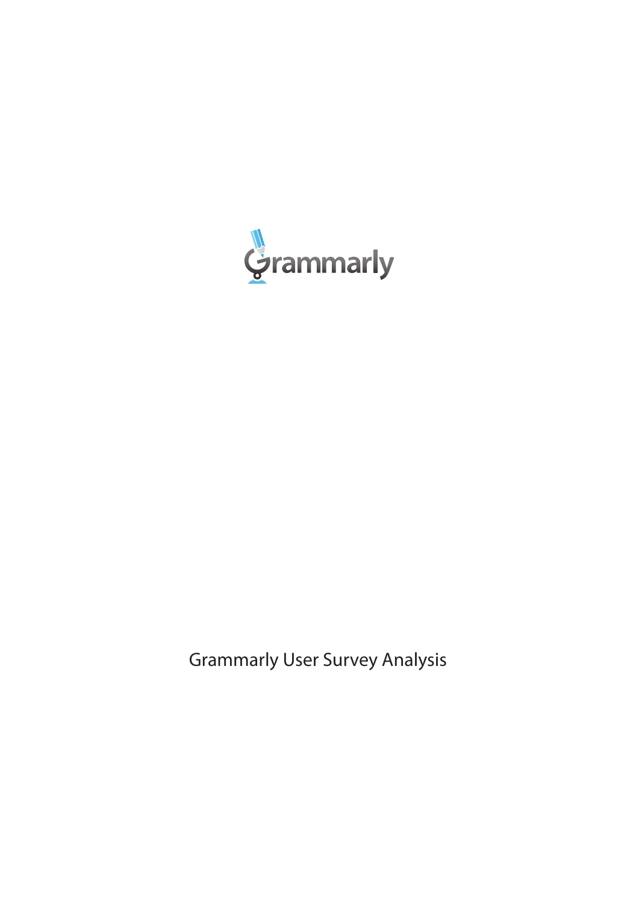Grammarly

Grammarly User Survey Analysis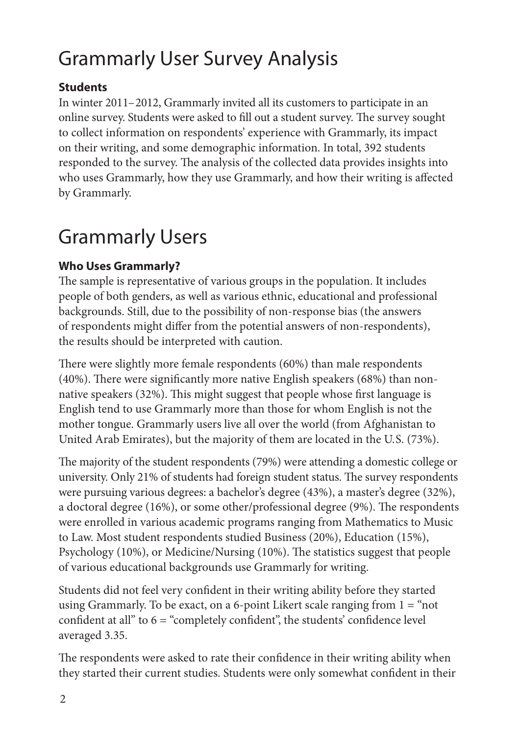# Grammarly User Survey Analysis

**Students**

In winter 2011–2012, Grammarly invited all its customers to participate in an online survey. Students were asked to fill out a student survey. The survey sought to collect information on respondents' experience with Grammarly, its impact on their writing, and some demographic information. In total, 392 students responded to the survey. The analysis of the collected data provides insights into who uses Grammarly, how they use Grammarly, and how their writing is affected by Grammarly.

# Grammarly Users

**Who Uses Grammarly?**

The sample is representative of various groups in the population. It includes people of both genders, as well as various ethnic, educational and professional backgrounds. Still, due to the possibility of non-response bias (the answers of respondents might differ from the potential answers of non-respondents), the results should be interpreted with caution.

There were slightly more female respondents (60%) than male respondents (40%). There were significantly more native English speakers (68%) than non-native speakers (32%). This might suggest that people whose first language is English tend to use Grammarly more than those for whom English is not the mother tongue. Grammarly users live all over the world (from Afghanistan to United Arab Emirates), but the majority of them are located in the U.S. (73%).

The majority of the student respondents (79%) were attending a domestic college or university. Only 21% of students had foreign student status. The survey respondents were pursuing various degrees: a bachelor's degree (43%), a master's degree (32%), a doctoral degree (16%), or some other/professional degree (9%). The respondents were enrolled in various academic programs ranging from Mathematics to Music to Law. Most student respondents studied Business (20%), Education (15%), Psychology (10%), or Medicine/Nursing (10%). The statistics suggest that people of various educational backgrounds use Grammarly for writing.

Students did not feel very confident in their writing ability before they started using Grammarly. To be exact, on a 6-point Likert scale ranging from 1 = "not confident at all" to 6 = "completely confident", the students' confidence level averaged 3.35.

The respondents were asked to rate their confidence in their writing ability when they started their current studies. Students were only somewhat confident in their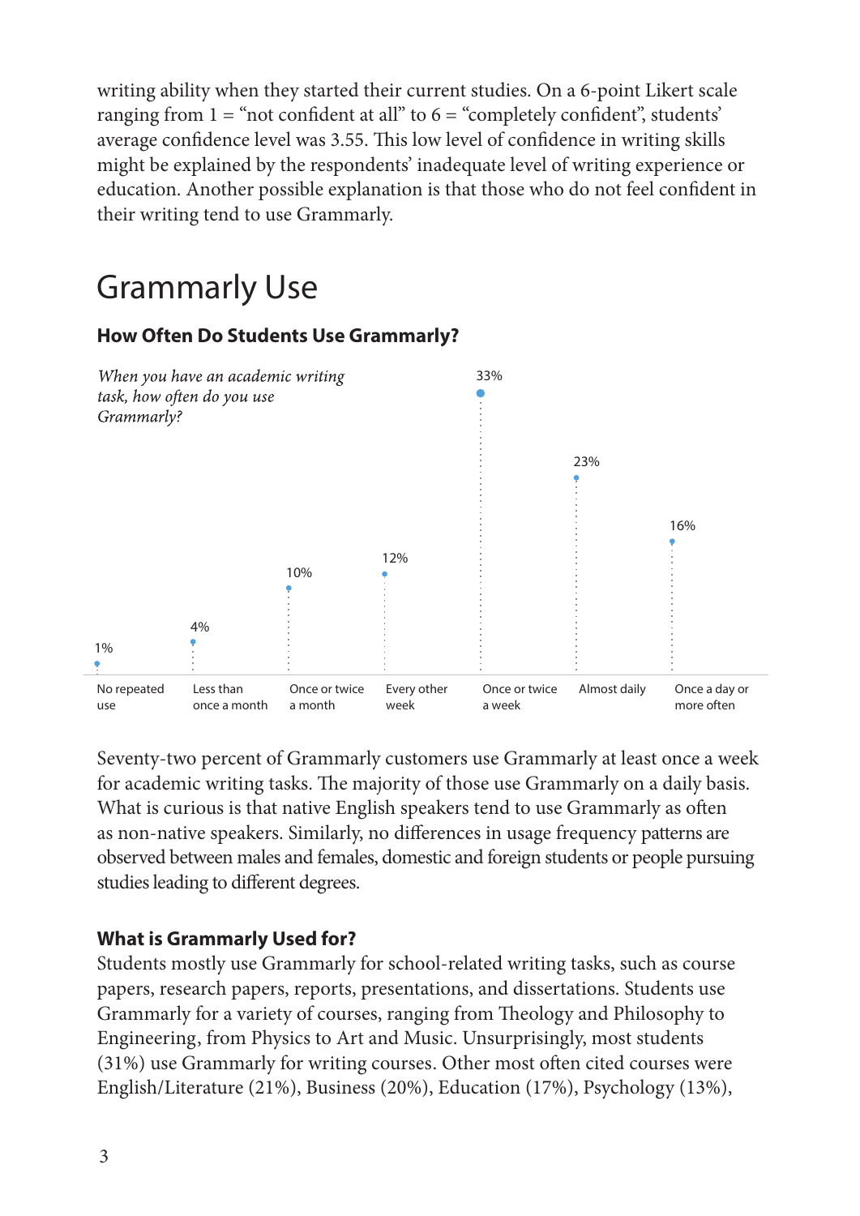writing ability when they started their current studies. On a 6-point Likert scale ranging from 1 = "not confident at all" to 6 = "completely confident", students' average confidence level was 3.55. This low level of confidence in writing skills might be explained by the respondents' inadequate level of writing experience or education. Another possible explanation is that those who do not feel confident in their writing tend to use Grammarly.

# Grammarly Use

### How Often Do Students Use Grammarly?

*When you have an academic writing task, how often do you use Grammarly?*

| No repeated use | Less than once a month | Once or twice a month | Every other week | Once or twice a week | Almost daily | Once a day or more often |
|---|---|---|---|---|---|---|
| 1% | 4% | 10% | 12% | 33% | 23% | 16% |

Seventy-two percent of Grammarly customers use Grammarly at least once a week for academic writing tasks. The majority of those use Grammarly on a daily basis. What is curious is that native English speakers tend to use Grammarly as often as non-native speakers. Similarly, no differences in usage frequency patterns are observed between males and females, domestic and foreign students or people pursuing studies leading to different degrees.

### What is Grammarly Used for?

Students mostly use Grammarly for school-related writing tasks, such as course papers, research papers, reports, presentations, and dissertations. Students use Grammarly for a variety of courses, ranging from Theology and Philosophy to Engineering, from Physics to Art and Music. Unsurprisingly, most students (31%) use Grammarly for writing courses. Other most often cited courses were English/Literature (21%), Business (20%), Education (17%), Psychology (13%),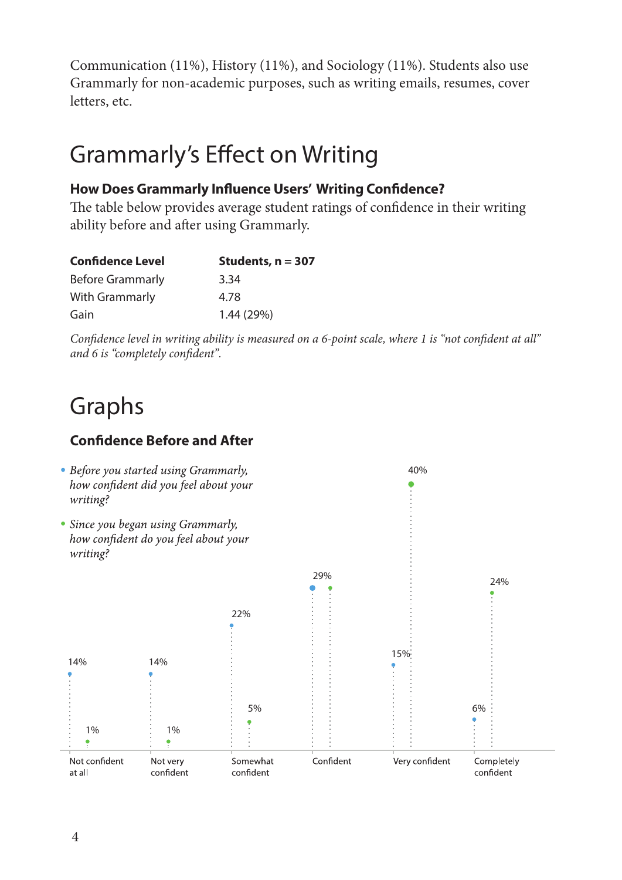Communication (11%), History (11%), and Sociology (11%). Students also use Grammarly for non-academic purposes, such as writing emails, resumes, cover letters, etc.

# Grammarly's Effect on Writing

### How Does Grammarly Influence Users' Writing Confidence?

The table below provides average student ratings of confidence in their writing ability before and after using Grammarly.

| Confidence Level | Students, n = 307 |
|---|---|
| Before Grammarly | 3.34 |
| With Grammarly | 4.78 |
| Gain | 1.44 (29%) |

*Confidence level in writing ability is measured on a 6-point scale, where 1 is "not confident at all" and 6 is "completely confident".*

# Graphs

### Confidence Before and After

- *Before you started using Grammarly, how confident did you feel about your writing?*
- *Since you began using Grammarly, how confident do you feel about your writing?*

| | Before | Since |
|---|---|---|
| Not confident at all | 14% | 1% |
| Not very confident | 14% | 1% |
| Somewhat confident | 22% | 5% |
| Confident | 29% | 29% |
| Very confident | 15% | 40% |
| Completely confident | 6% | 24% |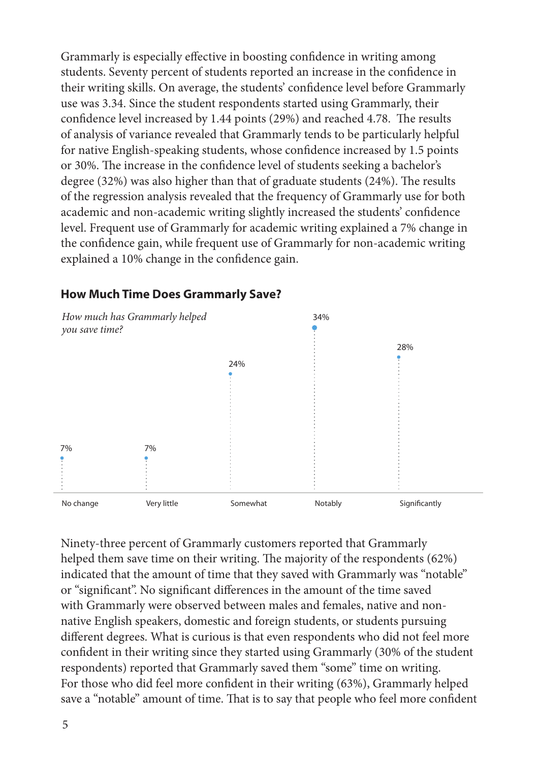Grammarly is especially effective in boosting confidence in writing among students. Seventy percent of students reported an increase in the confidence in their writing skills. On average, the students' confidence level before Grammarly use was 3.34. Since the student respondents started using Grammarly, their confidence level increased by 1.44 points (29%) and reached 4.78. The results of analysis of variance revealed that Grammarly tends to be particularly helpful for native English-speaking students, whose confidence increased by 1.5 points or 30%. The increase in the confidence level of students seeking a bachelor's degree (32%) was also higher than that of graduate students (24%). The results of the regression analysis revealed that the frequency of Grammarly use for both academic and non-academic writing slightly increased the students' confidence level. Frequent use of Grammarly for academic writing explained a 7% change in the confidence gain, while frequent use of Grammarly for non-academic writing explained a 10% change in the confidence gain.

### How Much Time Does Grammarly Save?

*How much has Grammarly helped you save time?*

| No change | Very little | Somewhat | Notably | Significantly |
|---|---|---|---|---|
| 7% | 7% | 24% | 34% | 28% |

Ninety-three percent of Grammarly customers reported that Grammarly helped them save time on their writing. The majority of the respondents (62%) indicated that the amount of time that they saved with Grammarly was "notable" or "significant". No significant differences in the amount of the time saved with Grammarly were observed between males and females, native and non-native English speakers, domestic and foreign students, or students pursuing different degrees. What is curious is that even respondents who did not feel more confident in their writing since they started using Grammarly (30% of the student respondents) reported that Grammarly saved them "some" time on writing. For those who did feel more confident in their writing (63%), Grammarly helped save a "notable" amount of time. That is to say that people who feel more confident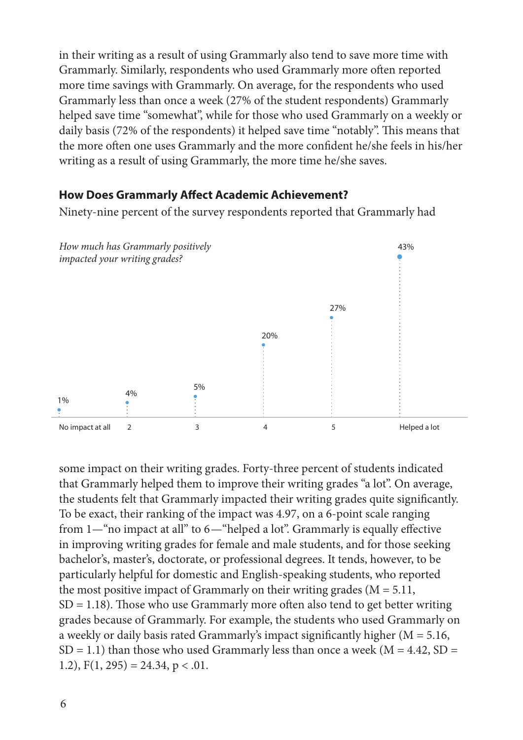in their writing as a result of using Grammarly also tend to save more time with Grammarly. Similarly, respondents who used Grammarly more often reported more time savings with Grammarly. On average, for the respondents who used Grammarly less than once a week (27% of the student respondents) Grammarly helped save time "somewhat", while for those who used Grammarly on a weekly or daily basis (72% of the respondents) it helped save time "notably". This means that the more often one uses Grammarly and the more confident he/she feels in his/her writing as a result of using Grammarly, the more time he/she saves.

### How Does Grammarly Affect Academic Achievement?

Ninety-nine percent of the survey respondents reported that Grammarly had some impact on their writing grades. Forty-three percent of students indicated that Grammarly helped them to improve their writing grades "a lot". On average, the students felt that Grammarly impacted their writing grades quite significantly. To be exact, their ranking of the impact was 4.97, on a 6-point scale ranging from 1—"no impact at all" to 6—"helped a lot". Grammarly is equally effective in improving writing grades for female and male students, and for those seeking bachelor's, master's, doctorate, or professional degrees. It tends, however, to be particularly helpful for domestic and English-speaking students, who reported the most positive impact of Grammarly on their writing grades ($M = 5.11$, $SD = 1.18$). Those who use Grammarly more often also tend to get better writing grades because of Grammarly. For example, the students who used Grammarly on a weekly or daily basis rated Grammarly's impact significantly higher ($M = 5.16$, $SD = 1.1$) than those who used Grammarly less than once a week ($M = 4.42$, $SD = 1.2$), $F(1, 295) = 24.34$, $p < .01$.

*How much has Grammarly positively impacted your writing grades?*

| No impact at all | 2 | 3 | 4 | 5 | Helped a lot |
|---|---|---|---|---|---|
| 1% | 4% | 5% | 20% | 27% | 43% |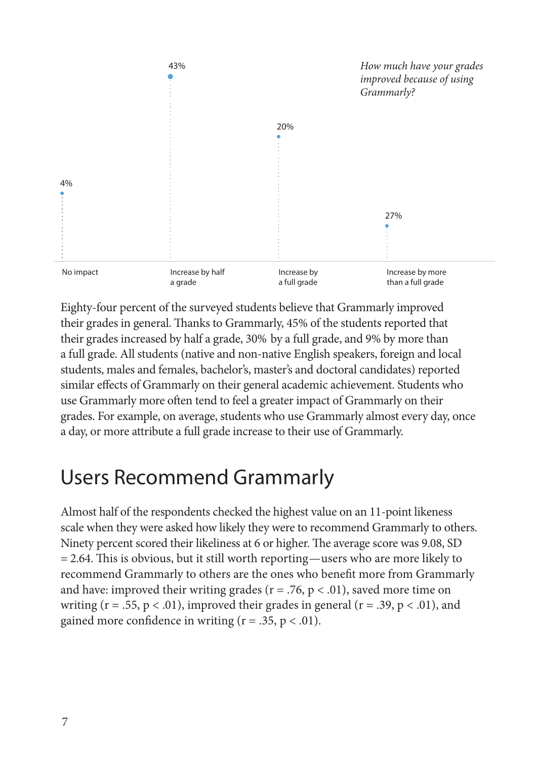*How much have your grades improved because of using Grammarly?*

| No impact | Increase by half a grade | Increase by a full grade | Increase by more than a full grade |
|---|---|---|---|
| 4% | 43% | 20% | 27% |

Eighty-four percent of the surveyed students believe that Grammarly improved their grades in general. Thanks to Grammarly, 45% of the students reported that their grades increased by half a grade, 30% by a full grade, and 9% by more than a full grade. All students (native and non-native English speakers, foreign and local students, males and females, bachelor's, master's and doctoral candidates) reported similar effects of Grammarly on their general academic achievement. Students who use Grammarly more often tend to feel a greater impact of Grammarly on their grades. For example, on average, students who use Grammarly almost every day, once a day, or more attribute a full grade increase to their use of Grammarly.

## Users Recommend Grammarly

Almost half of the respondents checked the highest value on an 11-point likeness scale when they were asked how likely they were to recommend Grammarly to others. Ninety percent scored their likeliness at 6 or higher. The average score was 9.08, SD = 2.64. This is obvious, but it still worth reporting—users who are more likely to recommend Grammarly to others are the ones who benefit more from Grammarly and have: improved their writing grades ($r = .76$, $p < .01$), saved more time on writing ($r = .55$, $p < .01$), improved their grades in general ($r = .39$, $p < .01$), and gained more confidence in writing ($r = .35$, $p < .01$).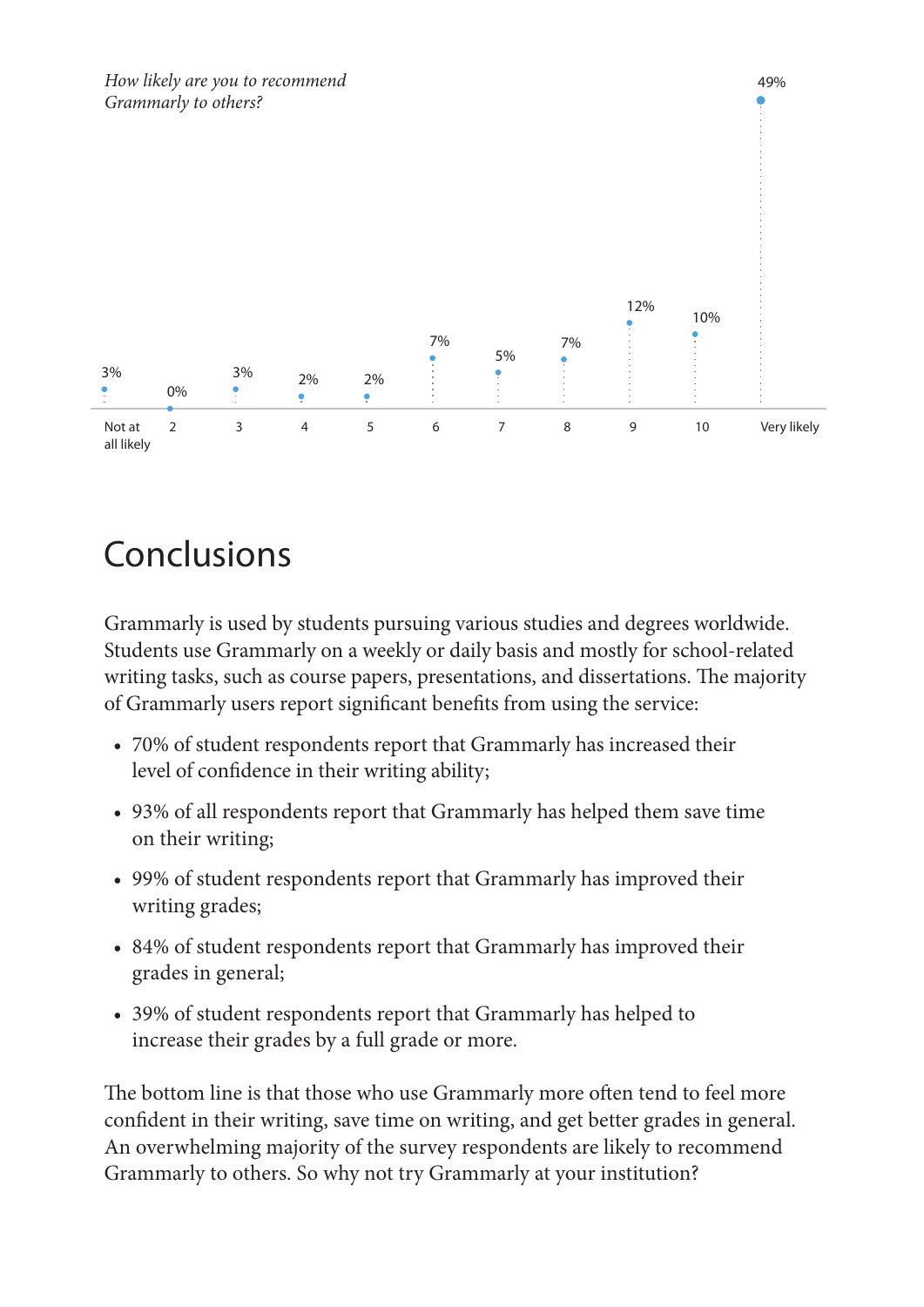*How likely are you to recommend Grammarly to others?*

49%

3%
0%
3%
2%
2%
7%
5%
7%
12%
10%

Not at all likely
2
3
4
5
6
7
8
9
10
Very likely

# Conclusions

Grammarly is used by students pursuing various studies and degrees worldwide. Students use Grammarly on a weekly or daily basis and mostly for school-related writing tasks, such as course papers, presentations, and dissertations. The majority of Grammarly users report significant benefits from using the service:

- 70% of student respondents report that Grammarly has increased their level of confidence in their writing ability;
- 93% of all respondents report that Grammarly has helped them save time on their writing;
- 99% of student respondents report that Grammarly has improved their writing grades;
- 84% of student respondents report that Grammarly has improved their grades in general;
- 39% of student respondents report that Grammarly has helped to increase their grades by a full grade or more.

The bottom line is that those who use Grammarly more often tend to feel more confident in their writing, save time on writing, and get better grades in general. An overwhelming majority of the survey respondents are likely to recommend Grammarly to others. So why not try Grammarly at your institution?